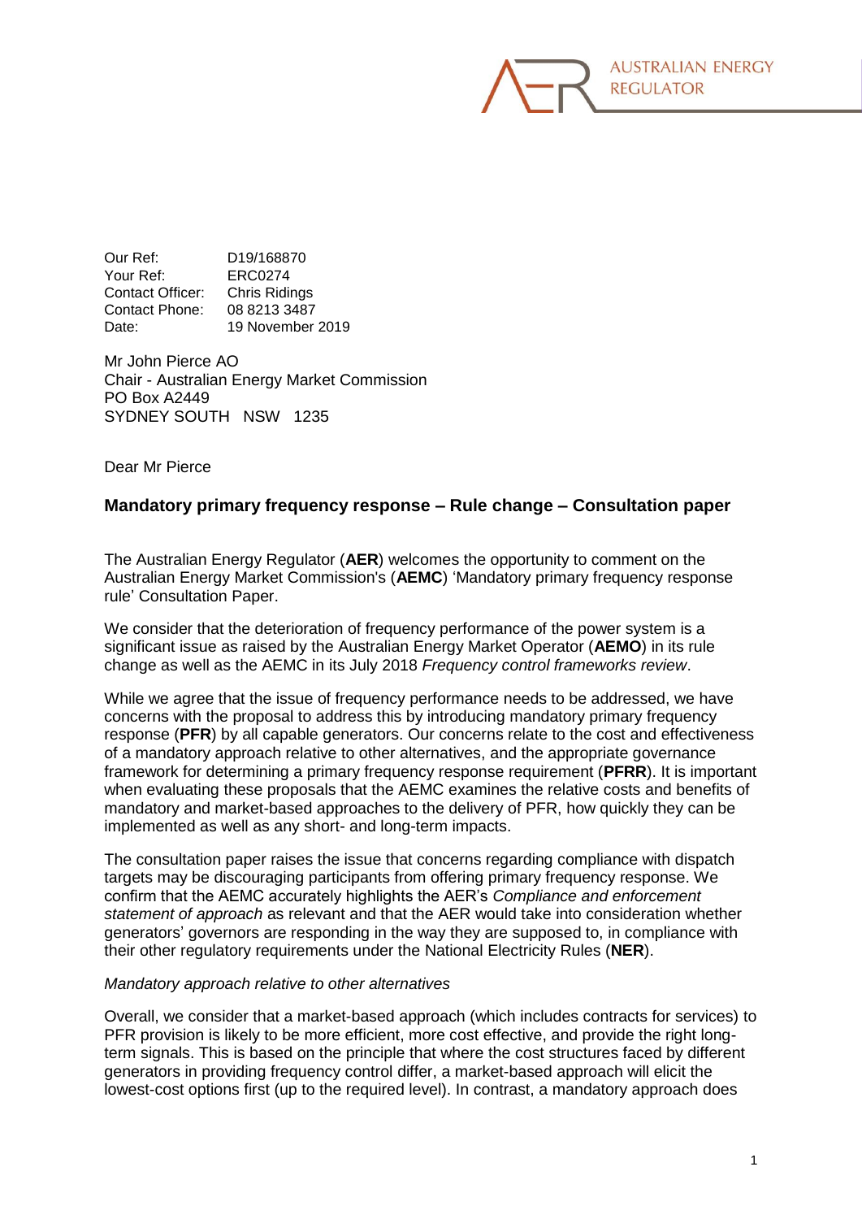AUSTRALIAN ENERGY REGULATOR

| | |
|---|---|
| Our Ref: | D19/168870 |
| Your Ref: | ERC0274 |
| Contact Officer: | Chris Ridings |
| Contact Phone: | 08 8213 3487 |
| Date: | 19 November 2019 |

Mr John Pierce AO
Chair - Australian Energy Market Commission
PO Box A2449
SYDNEY SOUTH NSW 1235

Dear Mr Pierce

## Mandatory primary frequency response – Rule change – Consultation paper

The Australian Energy Regulator (**AER**) welcomes the opportunity to comment on the Australian Energy Market Commission's (**AEMC**) 'Mandatory primary frequency response rule' Consultation Paper.

We consider that the deterioration of frequency performance of the power system is a significant issue as raised by the Australian Energy Market Operator (**AEMO**) in its rule change as well as the AEMC in its July 2018 *Frequency control frameworks review*.

While we agree that the issue of frequency performance needs to be addressed, we have concerns with the proposal to address this by introducing mandatory primary frequency response (**PFR**) by all capable generators. Our concerns relate to the cost and effectiveness of a mandatory approach relative to other alternatives, and the appropriate governance framework for determining a primary frequency response requirement (**PFRR**). It is important when evaluating these proposals that the AEMC examines the relative costs and benefits of mandatory and market-based approaches to the delivery of PFR, how quickly they can be implemented as well as any short- and long-term impacts.

The consultation paper raises the issue that concerns regarding compliance with dispatch targets may be discouraging participants from offering primary frequency response. We confirm that the AEMC accurately highlights the AER's *Compliance and enforcement statement of approach* as relevant and that the AER would take into consideration whether generators' governors are responding in the way they are supposed to, in compliance with their other regulatory requirements under the National Electricity Rules (**NER**).

*Mandatory approach relative to other alternatives*

Overall, we consider that a market-based approach (which includes contracts for services) to PFR provision is likely to be more efficient, more cost effective, and provide the right long-term signals. This is based on the principle that where the cost structures faced by different generators in providing frequency control differ, a market-based approach will elicit the lowest-cost options first (up to the required level). In contrast, a mandatory approach does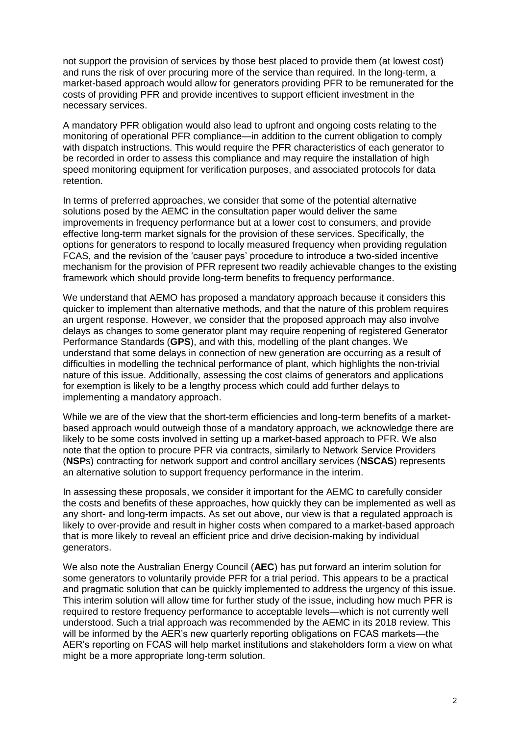not support the provision of services by those best placed to provide them (at lowest cost) and runs the risk of over procuring more of the service than required. In the long-term, a market-based approach would allow for generators providing PFR to be remunerated for the costs of providing PFR and provide incentives to support efficient investment in the necessary services.

A mandatory PFR obligation would also lead to upfront and ongoing costs relating to the monitoring of operational PFR compliance—in addition to the current obligation to comply with dispatch instructions. This would require the PFR characteristics of each generator to be recorded in order to assess this compliance and may require the installation of high speed monitoring equipment for verification purposes, and associated protocols for data retention.

In terms of preferred approaches, we consider that some of the potential alternative solutions posed by the AEMC in the consultation paper would deliver the same improvements in frequency performance but at a lower cost to consumers, and provide effective long-term market signals for the provision of these services. Specifically, the options for generators to respond to locally measured frequency when providing regulation FCAS, and the revision of the 'causer pays' procedure to introduce a two-sided incentive mechanism for the provision of PFR represent two readily achievable changes to the existing framework which should provide long-term benefits to frequency performance.

We understand that AEMO has proposed a mandatory approach because it considers this quicker to implement than alternative methods, and that the nature of this problem requires an urgent response. However, we consider that the proposed approach may also involve delays as changes to some generator plant may require reopening of registered Generator Performance Standards (**GPS**), and with this, modelling of the plant changes. We understand that some delays in connection of new generation are occurring as a result of difficulties in modelling the technical performance of plant, which highlights the non-trivial nature of this issue. Additionally, assessing the cost claims of generators and applications for exemption is likely to be a lengthy process which could add further delays to implementing a mandatory approach.

While we are of the view that the short-term efficiencies and long-term benefits of a market-based approach would outweigh those of a mandatory approach, we acknowledge there are likely to be some costs involved in setting up a market-based approach to PFR. We also note that the option to procure PFR via contracts, similarly to Network Service Providers (**NSP**s) contracting for network support and control ancillary services (**NSCAS**) represents an alternative solution to support frequency performance in the interim.

In assessing these proposals, we consider it important for the AEMC to carefully consider the costs and benefits of these approaches, how quickly they can be implemented as well as any short- and long-term impacts. As set out above, our view is that a regulated approach is likely to over-provide and result in higher costs when compared to a market-based approach that is more likely to reveal an efficient price and drive decision-making by individual generators.

We also note the Australian Energy Council (**AEC**) has put forward an interim solution for some generators to voluntarily provide PFR for a trial period. This appears to be a practical and pragmatic solution that can be quickly implemented to address the urgency of this issue. This interim solution will allow time for further study of the issue, including how much PFR is required to restore frequency performance to acceptable levels—which is not currently well understood. Such a trial approach was recommended by the AEMC in its 2018 review. This will be informed by the AER's new quarterly reporting obligations on FCAS markets—the AER's reporting on FCAS will help market institutions and stakeholders form a view on what might be a more appropriate long-term solution.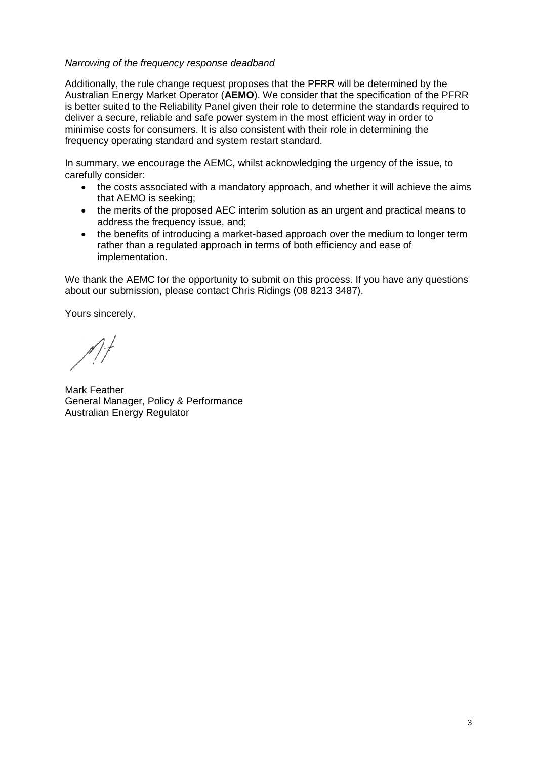*Narrowing of the frequency response deadband*

Additionally, the rule change request proposes that the PFRR will be determined by the Australian Energy Market Operator (**AEMO**). We consider that the specification of the PFRR is better suited to the Reliability Panel given their role to determine the standards required to deliver a secure, reliable and safe power system in the most efficient way in order to minimise costs for consumers. It is also consistent with their role in determining the frequency operating standard and system restart standard.

In summary, we encourage the AEMC, whilst acknowledging the urgency of the issue, to carefully consider:

- the costs associated with a mandatory approach, and whether it will achieve the aims that AEMO is seeking;
- the merits of the proposed AEC interim solution as an urgent and practical means to address the frequency issue, and;
- the benefits of introducing a market-based approach over the medium to longer term rather than a regulated approach in terms of both efficiency and ease of implementation.

We thank the AEMC for the opportunity to submit on this process. If you have any questions about our submission, please contact Chris Ridings (08 8213 3487).

Yours sincerely,

Mark Feather
General Manager, Policy & Performance
Australian Energy Regulator